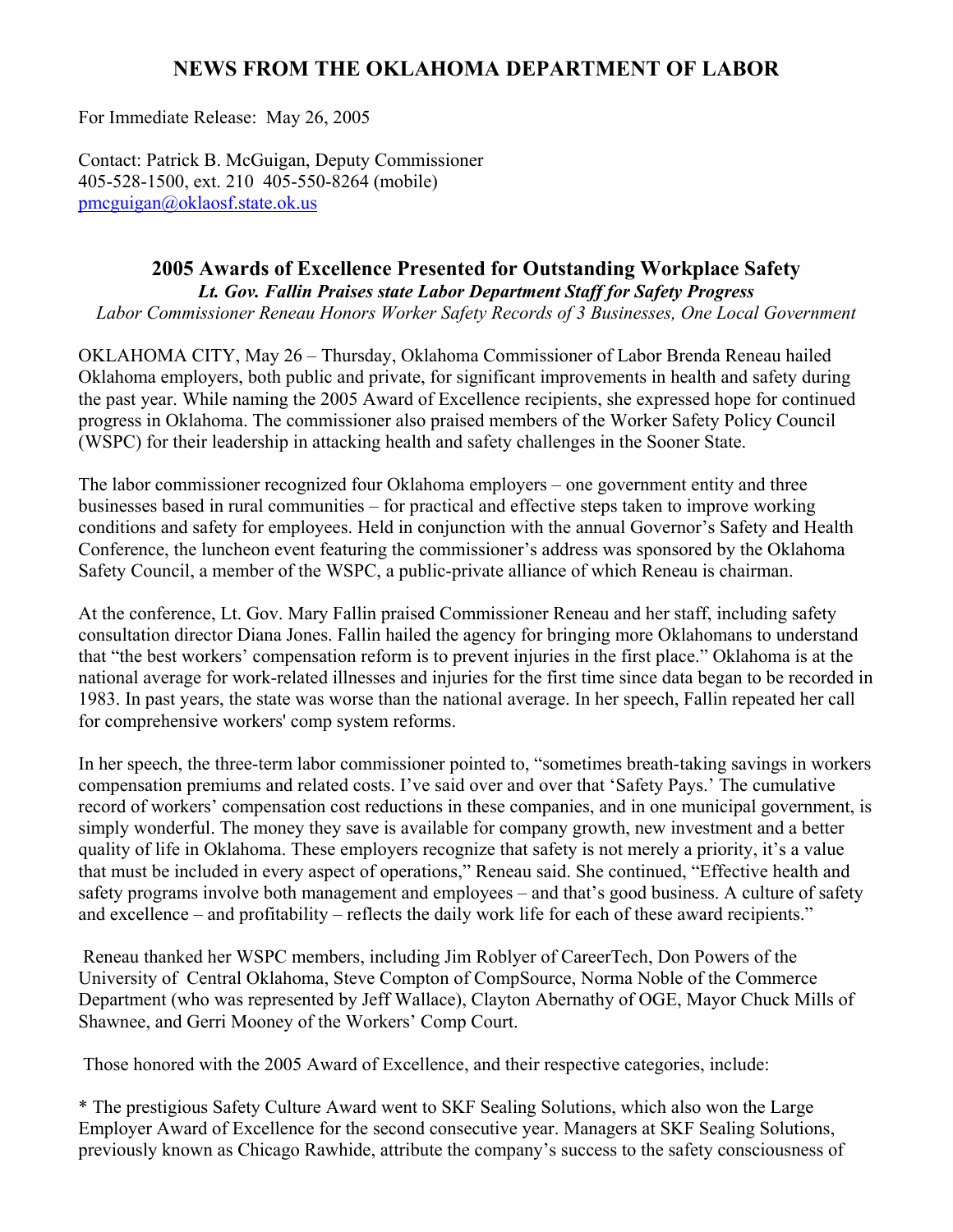# NEWS FROM THE OKLAHOMA DEPARTMENT OF LABOR

For Immediate Release: May 26, 2005

Contact: Patrick B. McGuigan, Deputy Commissioner
405-528-1500, ext. 210 405-550-8264 (mobile)
pmcguigan@oklaosf.state.ok.us

## 2005 Awards of Excellence Presented for Outstanding Workplace Safety

***Lt. Gov. Fallin Praises state Labor Department Staff for Safety Progress***

*Labor Commissioner Reneau Honors Worker Safety Records of 3 Businesses, One Local Government*

OKLAHOMA CITY, May 26 – Thursday, Oklahoma Commissioner of Labor Brenda Reneau hailed Oklahoma employers, both public and private, for significant improvements in health and safety during the past year. While naming the 2005 Award of Excellence recipients, she expressed hope for continued progress in Oklahoma. The commissioner also praised members of the Worker Safety Policy Council (WSPC) for their leadership in attacking health and safety challenges in the Sooner State.

The labor commissioner recognized four Oklahoma employers – one government entity and three businesses based in rural communities – for practical and effective steps taken to improve working conditions and safety for employees. Held in conjunction with the annual Governor's Safety and Health Conference, the luncheon event featuring the commissioner's address was sponsored by the Oklahoma Safety Council, a member of the WSPC, a public-private alliance of which Reneau is chairman.

At the conference, Lt. Gov. Mary Fallin praised Commissioner Reneau and her staff, including safety consultation director Diana Jones. Fallin hailed the agency for bringing more Oklahomans to understand that "the best workers' compensation reform is to prevent injuries in the first place." Oklahoma is at the national average for work-related illnesses and injuries for the first time since data began to be recorded in 1983. In past years, the state was worse than the national average. In her speech, Fallin repeated her call for comprehensive workers' comp system reforms.

In her speech, the three-term labor commissioner pointed to, "sometimes breath-taking savings in workers compensation premiums and related costs. I've said over and over that 'Safety Pays.' The cumulative record of workers' compensation cost reductions in these companies, and in one municipal government, is simply wonderful. The money they save is available for company growth, new investment and a better quality of life in Oklahoma. These employers recognize that safety is not merely a priority, it's a value that must be included in every aspect of operations," Reneau said. She continued, "Effective health and safety programs involve both management and employees – and that's good business. A culture of safety and excellence – and profitability – reflects the daily work life for each of these award recipients."

Reneau thanked her WSPC members, including Jim Roblyer of CareerTech, Don Powers of the University of Central Oklahoma, Steve Compton of CompSource, Norma Noble of the Commerce Department (who was represented by Jeff Wallace), Clayton Abernathy of OGE, Mayor Chuck Mills of Shawnee, and Gerri Mooney of the Workers' Comp Court.

Those honored with the 2005 Award of Excellence, and their respective categories, include:

* The prestigious Safety Culture Award went to SKF Sealing Solutions, which also won the Large Employer Award of Excellence for the second consecutive year. Managers at SKF Sealing Solutions, previously known as Chicago Rawhide, attribute the company's success to the safety consciousness of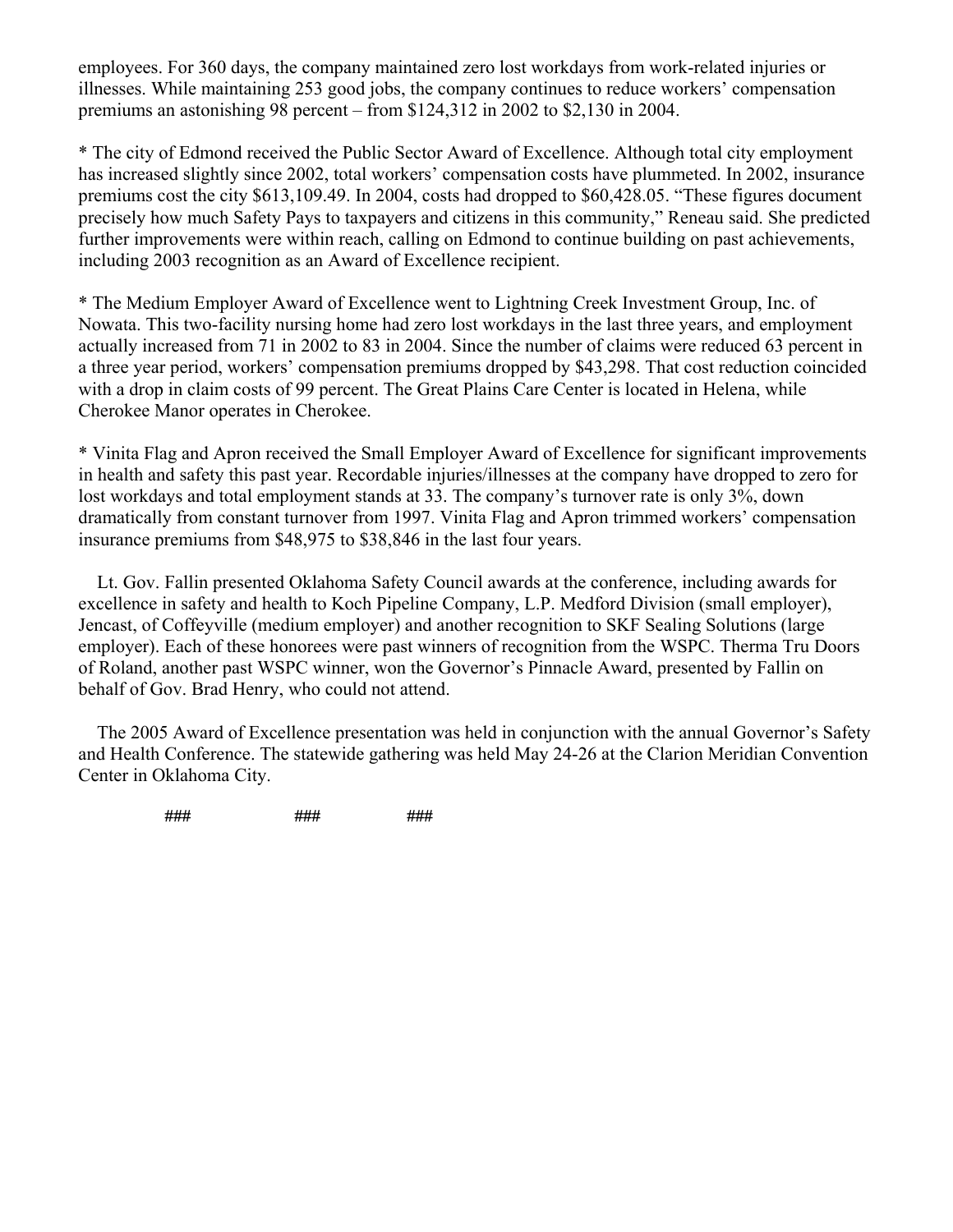employees. For 360 days, the company maintained zero lost workdays from work-related injuries or illnesses. While maintaining 253 good jobs, the company continues to reduce workers' compensation premiums an astonishing 98 percent – from $124,312 in 2002 to $2,130 in 2004.

* The city of Edmond received the Public Sector Award of Excellence. Although total city employment has increased slightly since 2002, total workers' compensation costs have plummeted. In 2002, insurance premiums cost the city $613,109.49. In 2004, costs had dropped to $60,428.05. "These figures document precisely how much Safety Pays to taxpayers and citizens in this community," Reneau said. She predicted further improvements were within reach, calling on Edmond to continue building on past achievements, including 2003 recognition as an Award of Excellence recipient.

* The Medium Employer Award of Excellence went to Lightning Creek Investment Group, Inc. of Nowata. This two-facility nursing home had zero lost workdays in the last three years, and employment actually increased from 71 in 2002 to 83 in 2004. Since the number of claims were reduced 63 percent in a three year period, workers' compensation premiums dropped by $43,298. That cost reduction coincided with a drop in claim costs of 99 percent. The Great Plains Care Center is located in Helena, while Cherokee Manor operates in Cherokee.

* Vinita Flag and Apron received the Small Employer Award of Excellence for significant improvements in health and safety this past year. Recordable injuries/illnesses at the company have dropped to zero for lost workdays and total employment stands at 33. The company's turnover rate is only 3%, down dramatically from constant turnover from 1997. Vinita Flag and Apron trimmed workers' compensation insurance premiums from $48,975 to $38,846 in the last four years.

Lt. Gov. Fallin presented Oklahoma Safety Council awards at the conference, including awards for excellence in safety and health to Koch Pipeline Company, L.P. Medford Division (small employer), Jencast, of Coffeyville (medium employer) and another recognition to SKF Sealing Solutions (large employer). Each of these honorees were past winners of recognition from the WSPC. Therma Tru Doors of Roland, another past WSPC winner, won the Governor's Pinnacle Award, presented by Fallin on behalf of Gov. Brad Henry, who could not attend.

The 2005 Award of Excellence presentation was held in conjunction with the annual Governor's Safety and Health Conference. The statewide gathering was held May 24-26 at the Clarion Meridian Convention Center in Oklahoma City.

### ### ###